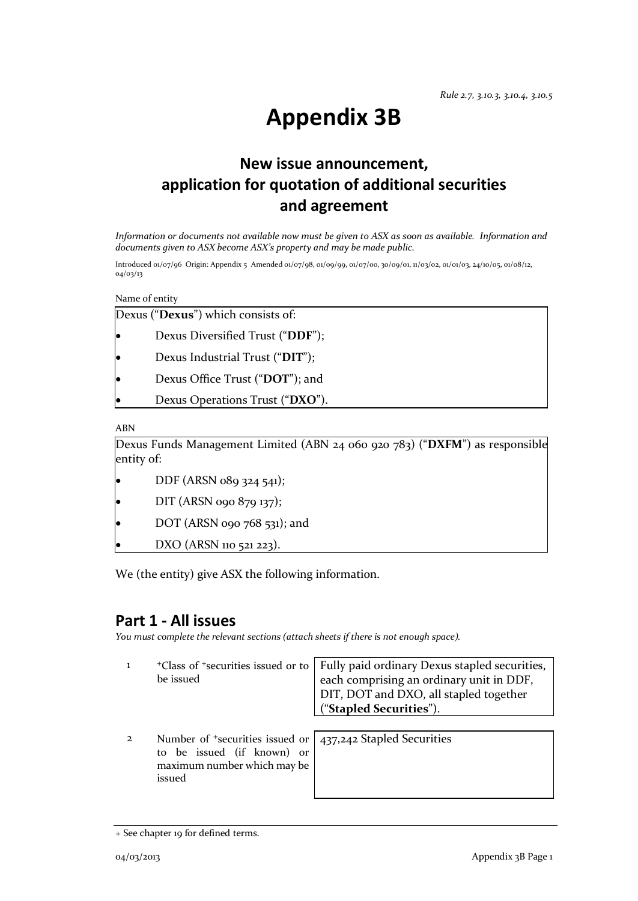*Rule 2.7, 3.10.3, 3.10.4, 3.10.5*

# Appendix 3B

## New issue announcement, application for quotation of additional securities and agreement

*Information or documents not available now must be given to ASX as soon as available. Information and documents given to ASX become ASX's property and may be made public.*

Introduced 01/07/96 Origin: Appendix 5 Amended 01/07/98, 01/09/99, 01/07/00, 30/09/01, 11/03/02, 01/01/03, 24/10/05, 01/08/12, 04/03/13

Name of entity

Dexus ("**Dexus**") which consists of:

- Dexus Diversified Trust ("**DDF**");
- Dexus Industrial Trust ("**DIT**");
- Dexus Office Trust ("**DOT**"); and
- Dexus Operations Trust ("**DXO**").

ABN

Dexus Funds Management Limited (ABN 24 060 920 783) ("**DXFM**") as responsible entity of:

- DDF (ARSN 089 324 541);
- DIT (ARSN 090 879 137);
- DOT (ARSN 090 768 531); and
- DXO (ARSN 110 521 223).

We (the entity) give ASX the following information.

## Part 1 - All issues

*You must complete the relevant sections (attach sheets if there is not enough space).*

| | | |
|---|---|---|
| 1 | +Class of +securities issued or to be issued | Fully paid ordinary Dexus stapled securities, each comprising an ordinary unit in DDF, DIT, DOT and DXO, all stapled together ("**Stapled Securities**"). |
| 2 | Number of +securities issued or to be issued (if known) or maximum number which may be issued | 437,242 Stapled Securities |

+ See chapter 19 for defined terms.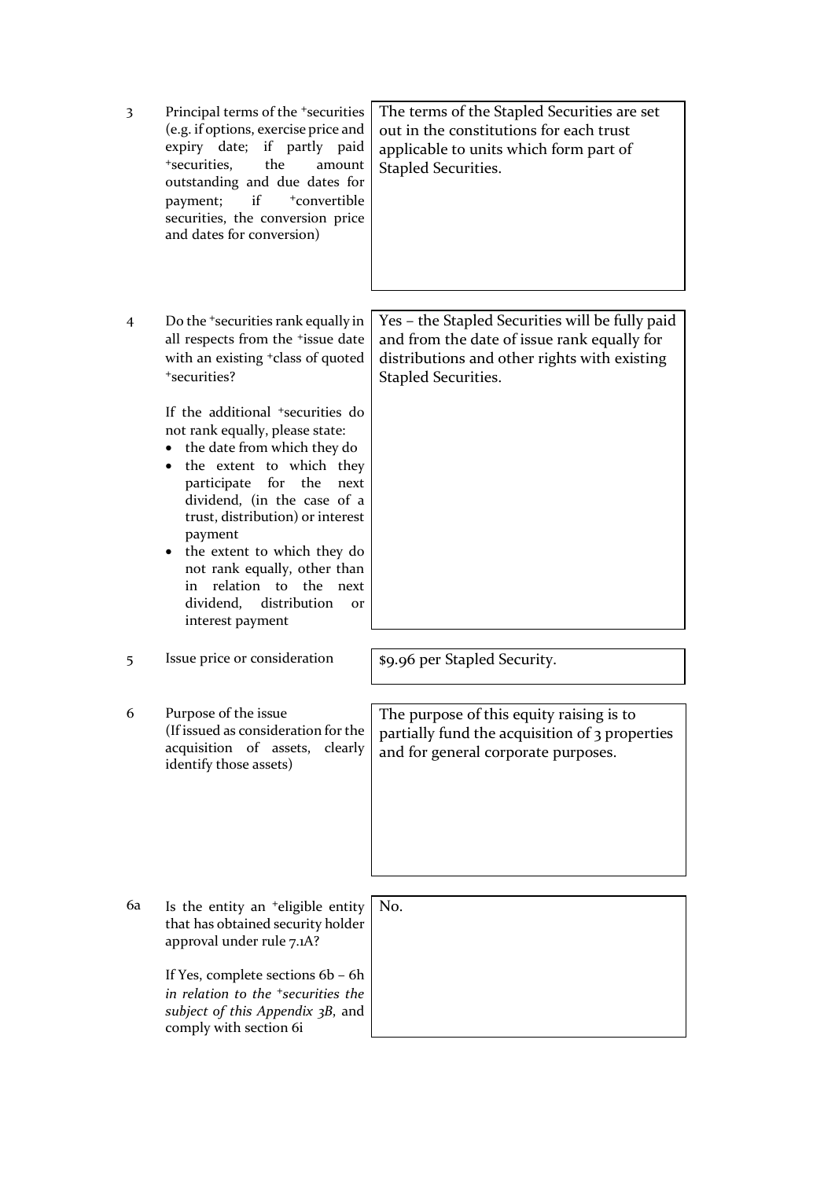| | | |
|---|---|---|
| 3 | Principal terms of the +securities (e.g. if options, exercise price and expiry date; if partly paid +securities, the amount outstanding and due dates for payment; if +convertible securities, the conversion price and dates for conversion) | The terms of the Stapled Securities are set out in the constitutions for each trust applicable to units which form part of Stapled Securities. |
| 4 | Do the +securities rank equally in all respects from the +issue date with an existing +class of quoted +securities?<br><br>If the additional +securities do not rank equally, please state:<br>• the date from which they do<br>• the extent to which they participate for the next dividend, (in the case of a trust, distribution) or interest payment<br>• the extent to which they do not rank equally, other than in relation to the next dividend, distribution or interest payment | Yes – the Stapled Securities will be fully paid and from the date of issue rank equally for distributions and other rights with existing Stapled Securities. |
| 5 | Issue price or consideration | $9.96 per Stapled Security. |
| 6 | Purpose of the issue<br>(If issued as consideration for the acquisition of assets, clearly identify those assets) | The purpose of this equity raising is to partially fund the acquisition of 3 properties and for general corporate purposes. |
| 6a | Is the entity an +eligible entity that has obtained security holder approval under rule 7.1A?<br><br>If Yes, complete sections 6b – 6h *in relation to the +securities the subject of this Appendix 3B*, and comply with section 6i | No. |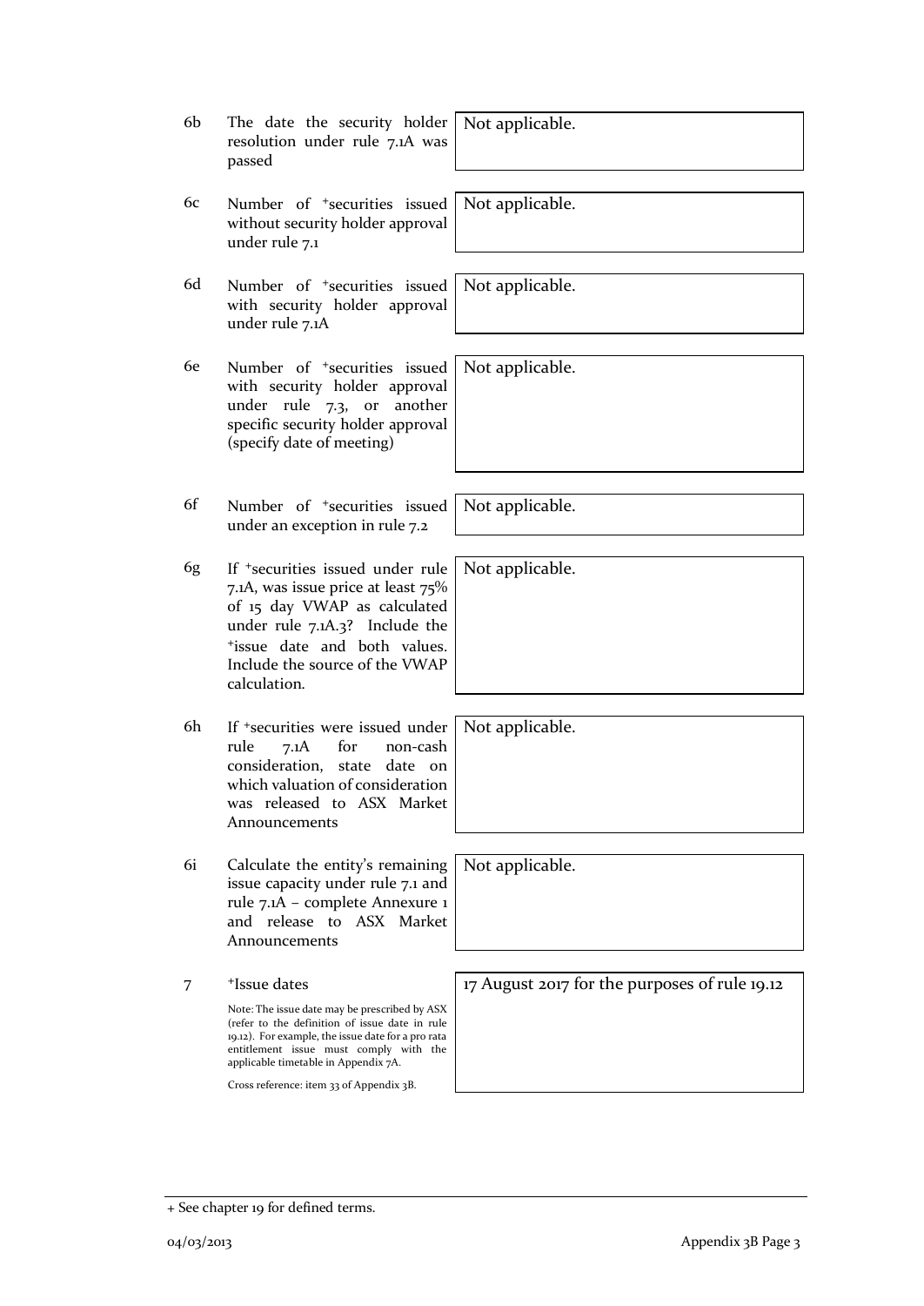| | | |
|---|---|---|
| 6b | The date the security holder resolution under rule 7.1A was passed | Not applicable. |
| 6c | Number of +securities issued without security holder approval under rule 7.1 | Not applicable. |
| 6d | Number of +securities issued with security holder approval under rule 7.1A | Not applicable. |
| 6e | Number of +securities issued with security holder approval under rule 7.3, or another specific security holder approval (specify date of meeting) | Not applicable. |
| 6f | Number of +securities issued under an exception in rule 7.2 | Not applicable. |
| 6g | If +securities issued under rule 7.1A, was issue price at least 75% of 15 day VWAP as calculated under rule 7.1A.3? Include the +issue date and both values. Include the source of the VWAP calculation. | Not applicable. |
| 6h | If +securities were issued under rule 7.1A for non-cash consideration, state date on which valuation of consideration was released to ASX Market Announcements | Not applicable. |
| 6i | Calculate the entity's remaining issue capacity under rule 7.1 and rule 7.1A – complete Annexure 1 and release to ASX Market Announcements | Not applicable. |
| 7 | +Issue dates<br><br>Note: The issue date may be prescribed by ASX (refer to the definition of issue date in rule 19.12). For example, the issue date for a pro rata entitlement issue must comply with the applicable timetable in Appendix 7A.<br><br>Cross reference: item 33 of Appendix 3B. | 17 August 2017 for the purposes of rule 19.12 |

+ See chapter 19 for defined terms.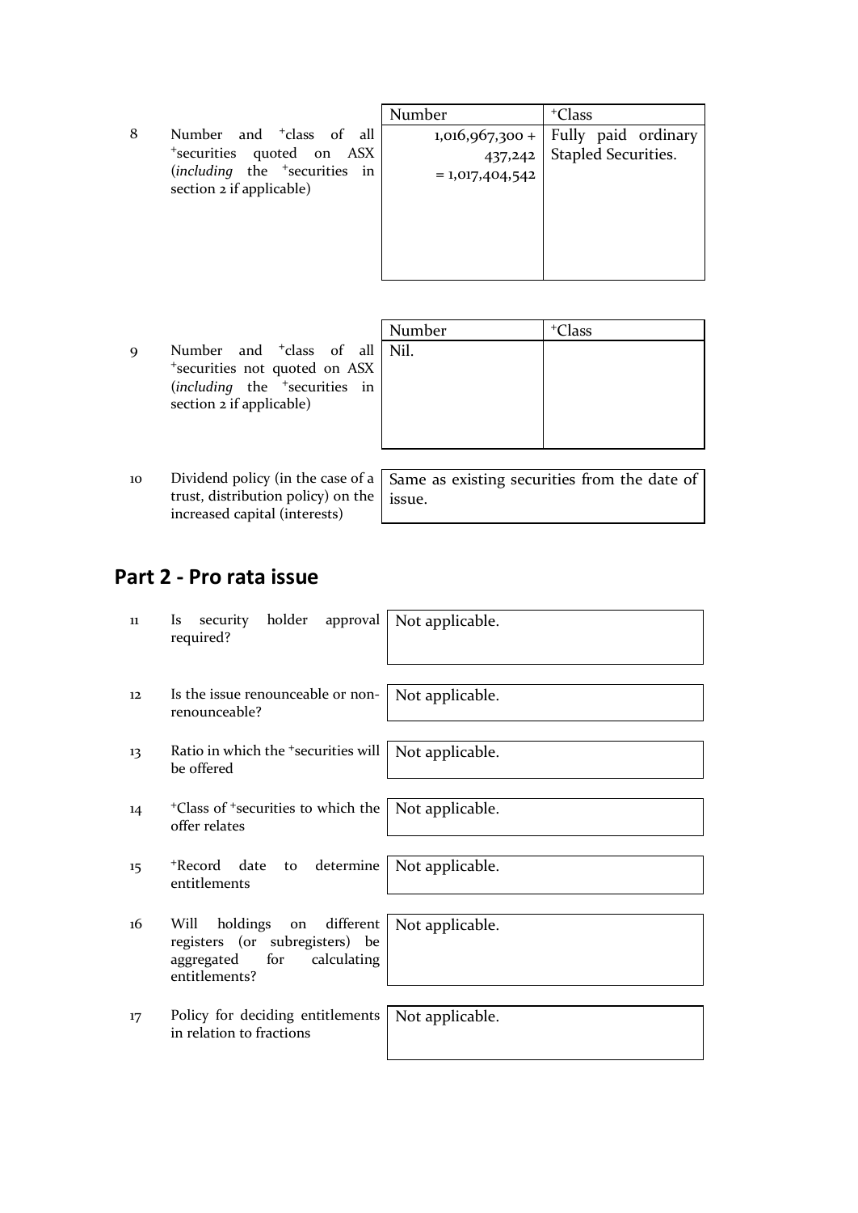| | | Number | +Class |
|---|---|---|---|
| 8 | Number and +class of all +securities quoted on ASX (*including* the +securities in section 2 if applicable) | 1,016,967,300 + 437,242 = 1,017,404,542 | Fully paid ordinary Stapled Securities. |

| | | Number | +Class |
|---|---|---|---|
| 9 | Number and +class of all +securities not quoted on ASX (*including* the +securities in section 2 if applicable) | Nil. | |

| | | |
|---|---|---|
| 10 | Dividend policy (in the case of a trust, distribution policy) on the increased capital (interests) | Same as existing securities from the date of issue. |

## Part 2 - Pro rata issue

| | | |
|---|---|---|
| 11 | Is security holder approval required? | Not applicable. |
| 12 | Is the issue renounceable or non-renounceable? | Not applicable. |
| 13 | Ratio in which the +securities will be offered | Not applicable. |
| 14 | +Class of +securities to which the offer relates | Not applicable. |
| 15 | +Record date to determine entitlements | Not applicable. |
| 16 | Will holdings on different registers (or subregisters) be aggregated for calculating entitlements? | Not applicable. |
| 17 | Policy for deciding entitlements in relation to fractions | Not applicable. |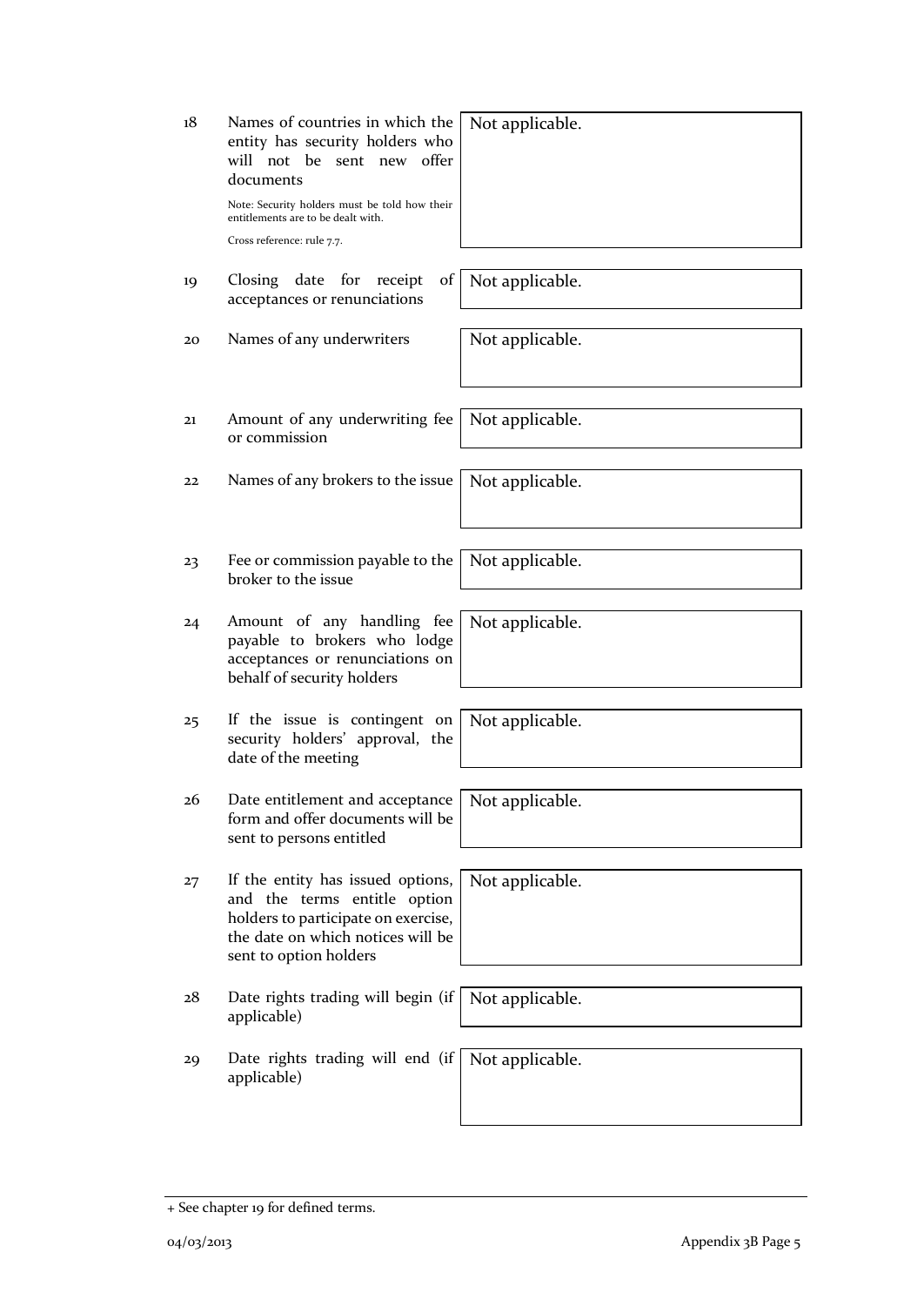| | | |
|---|---|---|
| 18 | Names of countries in which the entity has security holders who will not be sent new offer documents<br><br>Note: Security holders must be told how their entitlements are to be dealt with.<br><br>Cross reference: rule 7.7. | Not applicable. |
| 19 | Closing date for receipt of acceptances or renunciations | Not applicable. |
| 20 | Names of any underwriters | Not applicable. |
| 21 | Amount of any underwriting fee or commission | Not applicable. |
| 22 | Names of any brokers to the issue | Not applicable. |
| 23 | Fee or commission payable to the broker to the issue | Not applicable. |
| 24 | Amount of any handling fee payable to brokers who lodge acceptances or renunciations on behalf of security holders | Not applicable. |
| 25 | If the issue is contingent on security holders' approval, the date of the meeting | Not applicable. |
| 26 | Date entitlement and acceptance form and offer documents will be sent to persons entitled | Not applicable. |
| 27 | If the entity has issued options, and the terms entitle option holders to participate on exercise, the date on which notices will be sent to option holders | Not applicable. |
| 28 | Date rights trading will begin (if applicable) | Not applicable. |
| 29 | Date rights trading will end (if applicable) | Not applicable. |

+ See chapter 19 for defined terms.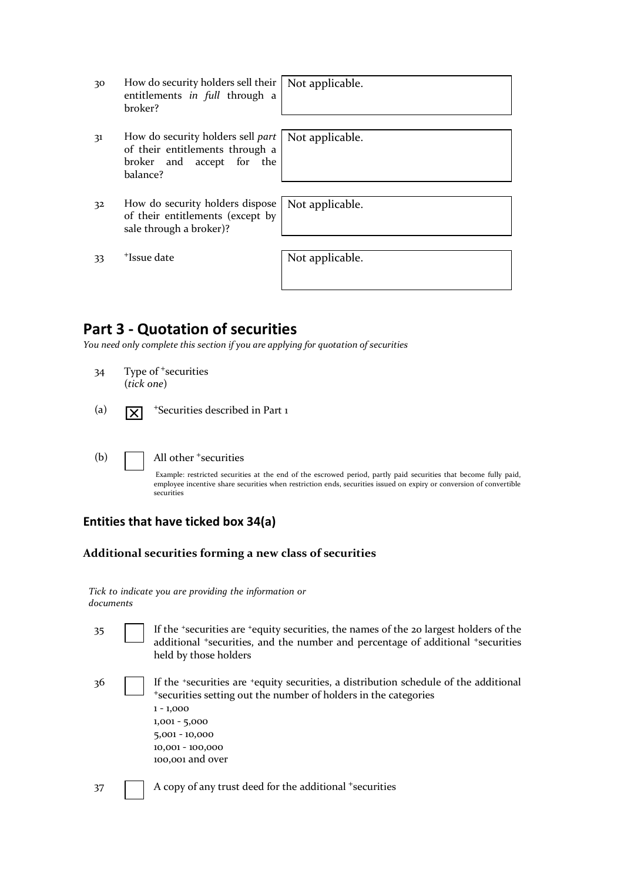| | | |
|---|---|---|
| 30 | How do security holders sell their entitlements *in full* through a broker? | Not applicable. |
| 31 | How do security holders sell *part* of their entitlements through a broker and accept for the balance? | Not applicable. |
| 32 | How do security holders dispose of their entitlements (except by sale through a broker)? | Not applicable. |
| 33 | +Issue date | Not applicable. |

## Part 3 - Quotation of securities

*You need only complete this section if you are applying for quotation of securities*

34 Type of +securities
(*tick one*)

(a) ☒ +Securities described in Part 1

(b) ☐ All other +securities

Example: restricted securities at the end of the escrowed period, partly paid securities that become fully paid, employee incentive share securities when restriction ends, securities issued on expiry or conversion of convertible securities

### Entities that have ticked box 34(a)

#### Additional securities forming a new class of securities

*Tick to indicate you are providing the information or documents*

35 ☐ If the +securities are +equity securities, the names of the 20 largest holders of the additional +securities, and the number and percentage of additional +securities held by those holders

36 ☐ If the +securities are +equity securities, a distribution schedule of the additional +securities setting out the number of holders in the categories
1 - 1,000
1,001 - 5,000
5,001 - 10,000
10,001 - 100,000
100,001 and over

37 ☐ A copy of any trust deed for the additional +securities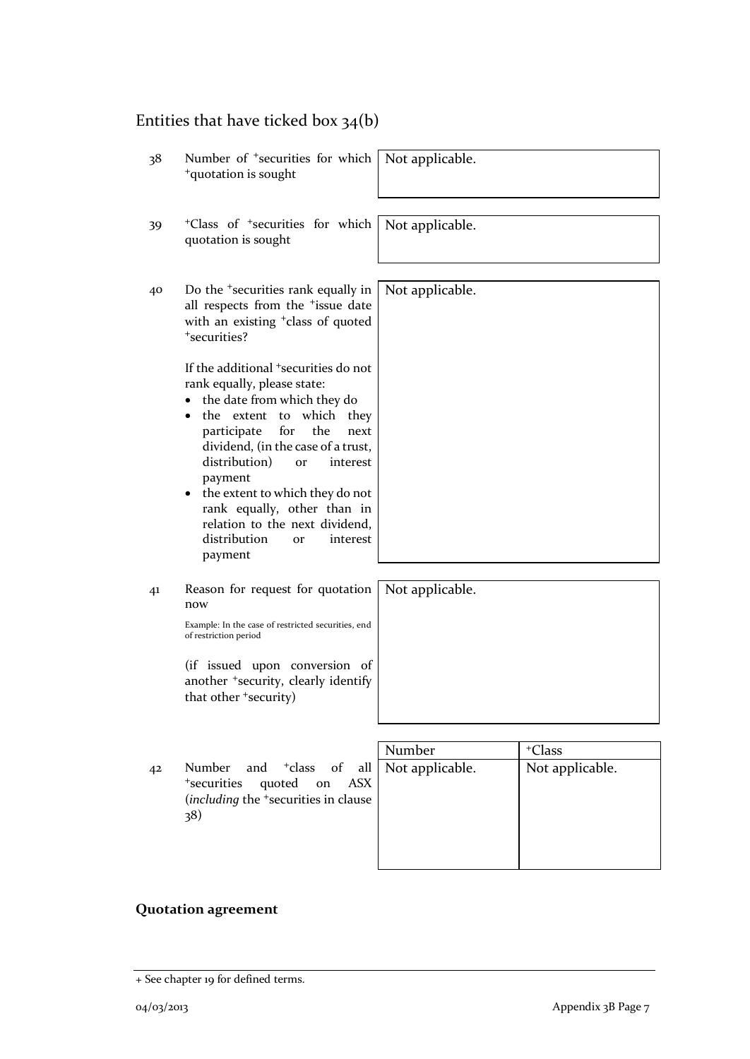## Entities that have ticked box 34(b)

| | | |
|---|---|---|
| 38 | Number of +securities for which +quotation is sought | Not applicable. |
| 39 | +Class of +securities for which quotation is sought | Not applicable. |
| 40 | Do the +securities rank equally in all respects from the +issue date with an existing +class of quoted +securities?<br><br>If the additional +securities do not rank equally, please state:<br>• the date from which they do<br>• the extent to which they participate for the next dividend, (in the case of a trust, distribution) or interest payment<br>• the extent to which they do not rank equally, other than in relation to the next dividend, distribution or interest payment | Not applicable. |
| 41 | Reason for request for quotation now<br><br>Example: In the case of restricted securities, end of restriction period<br><br>(if issued upon conversion of another +security, clearly identify that other +security) | Not applicable. |

| | | Number | +Class |
|---|---|---|---|
| 42 | Number and +class of all +securities quoted on ASX (*including* the +securities in clause 38) | Not applicable. | Not applicable. |

**Quotation agreement**

+ See chapter 19 for defined terms.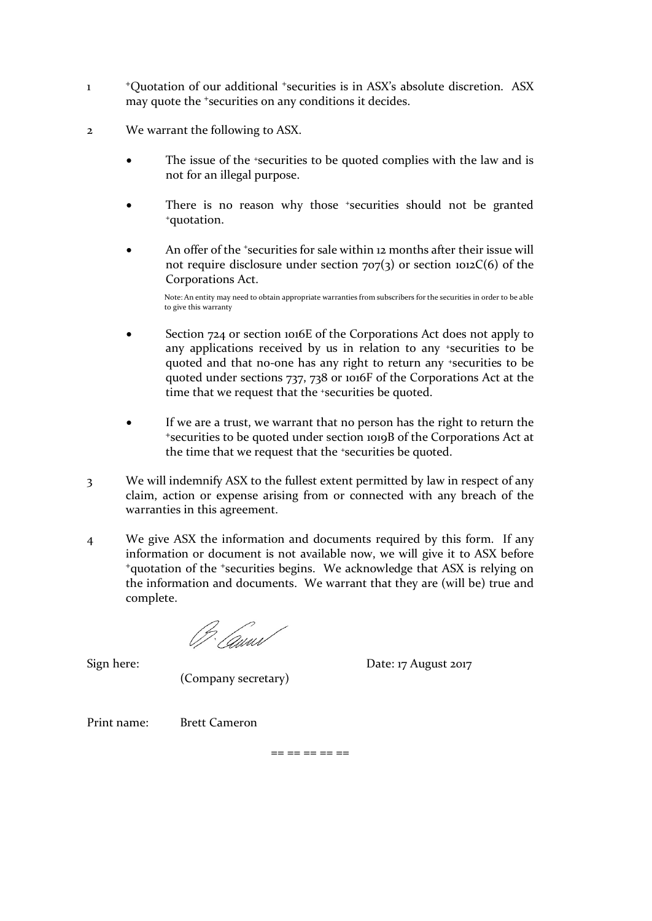1 +Quotation of our additional +securities is in ASX's absolute discretion. ASX may quote the +securities on any conditions it decides.

2 We warrant the following to ASX.

- The issue of the +securities to be quoted complies with the law and is not for an illegal purpose.

- There is no reason why those +securities should not be granted +quotation.

- An offer of the +securities for sale within 12 months after their issue will not require disclosure under section 707(3) or section 1012C(6) of the Corporations Act.

  Note: An entity may need to obtain appropriate warranties from subscribers for the securities in order to be able to give this warranty

- Section 724 or section 1016E of the Corporations Act does not apply to any applications received by us in relation to any +securities to be quoted and that no-one has any right to return any +securities to be quoted under sections 737, 738 or 1016F of the Corporations Act at the time that we request that the +securities be quoted.

- If we are a trust, we warrant that no person has the right to return the +securities to be quoted under section 1019B of the Corporations Act at the time that we request that the +securities be quoted.

3 We will indemnify ASX to the fullest extent permitted by law in respect of any claim, action or expense arising from or connected with any breach of the warranties in this agreement.

4 We give ASX the information and documents required by this form. If any information or document is not available now, we will give it to ASX before +quotation of the +securities begins. We acknowledge that ASX is relying on the information and documents. We warrant that they are (will be) true and complete.

Sign here: (Company secretary) Date: 17 August 2017

Print name: Brett Cameron

== == == == ==